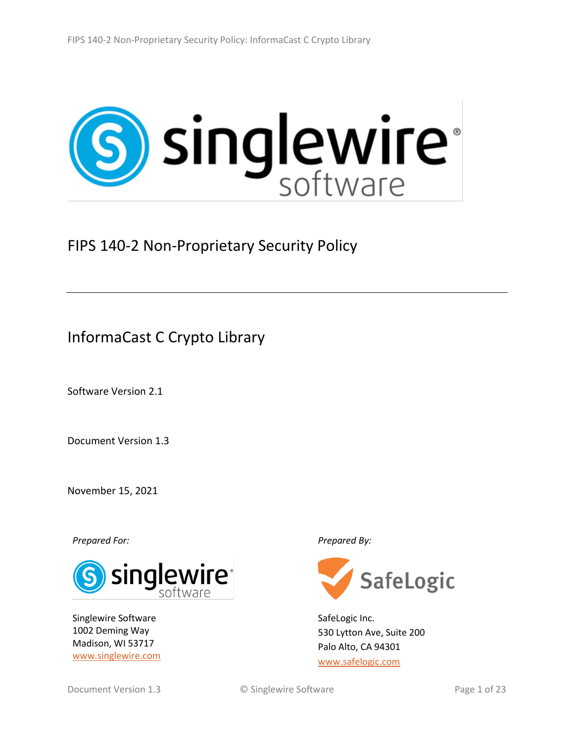# FIPS 140-2 Non-Proprietary Security Policy

## InformaCast C Crypto Library

Software Version 2.1

Document Version 1.3

November 15, 2021

*Prepared For:*

Singlewire Software
1002 Deming Way
Madison, WI 53717
www.singlewire.com

*Prepared By:*

SafeLogic Inc.
530 Lytton Ave, Suite 200
Palo Alto, CA 94301
www.safelogic.com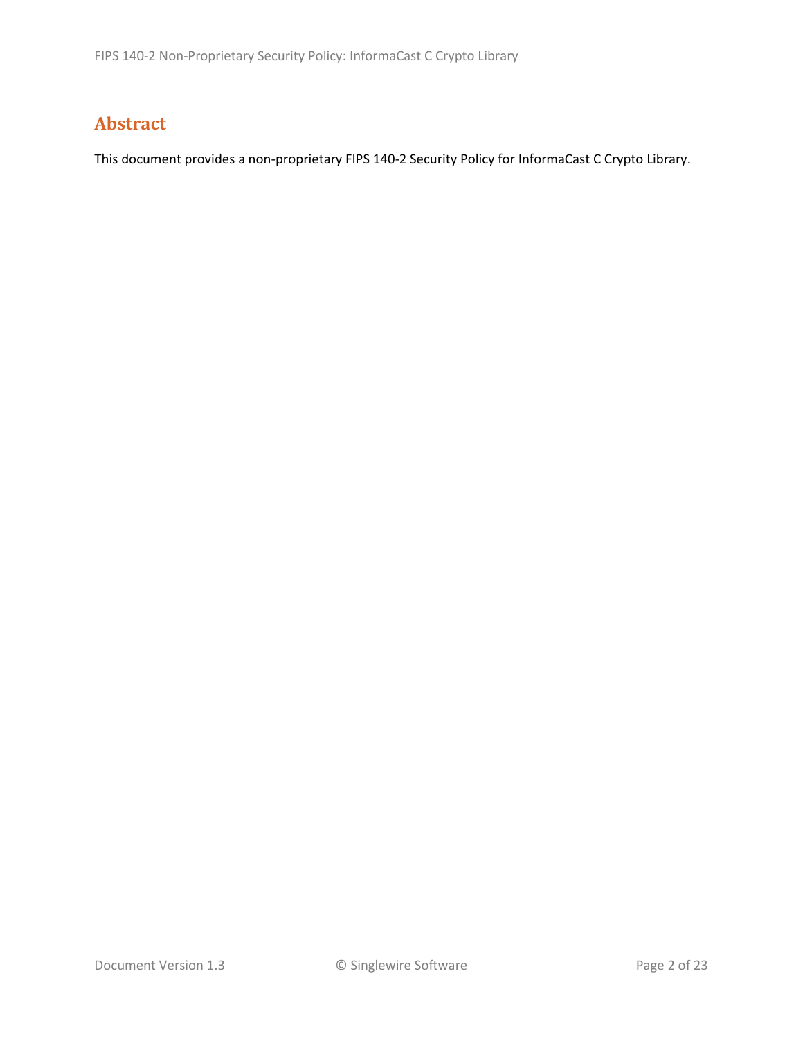## Abstract

This document provides a non-proprietary FIPS 140-2 Security Policy for InformaCast C Crypto Library.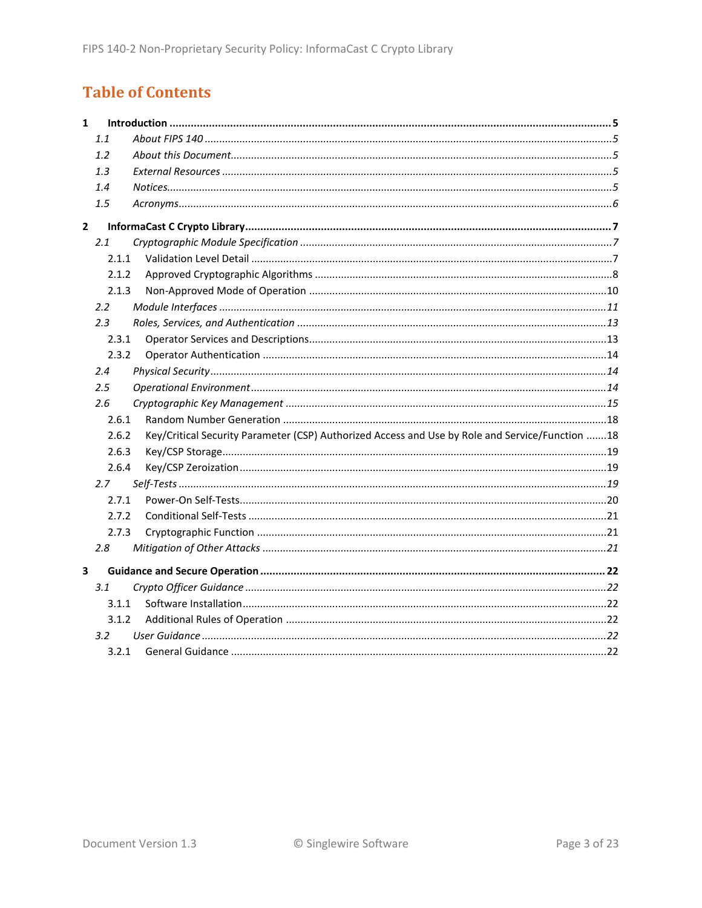# Table of Contents

**1 Introduction .......... 5**

*1.1 About FIPS 140 .......... 5*

*1.2 About this Document .......... 5*

*1.3 External Resources .......... 5*

*1.4 Notices .......... 5*

*1.5 Acronyms .......... 6*

**2 InformaCast C Crypto Library .......... 7**

*2.1 Cryptographic Module Specification .......... 7*

2.1.1 Validation Level Detail .......... 7

2.1.2 Approved Cryptographic Algorithms .......... 8

2.1.3 Non-Approved Mode of Operation .......... 10

*2.2 Module Interfaces .......... 11*

*2.3 Roles, Services, and Authentication .......... 13*

2.3.1 Operator Services and Descriptions .......... 13

2.3.2 Operator Authentication .......... 14

*2.4 Physical Security .......... 14*

*2.5 Operational Environment .......... 14*

*2.6 Cryptographic Key Management .......... 15*

2.6.1 Random Number Generation .......... 18

2.6.2 Key/Critical Security Parameter (CSP) Authorized Access and Use by Role and Service/Function .......... 18

2.6.3 Key/CSP Storage .......... 19

2.6.4 Key/CSP Zeroization .......... 19

*2.7 Self-Tests .......... 19*

2.7.1 Power-On Self-Tests .......... 20

2.7.2 Conditional Self-Tests .......... 21

2.7.3 Cryptographic Function .......... 21

*2.8 Mitigation of Other Attacks .......... 21*

**3 Guidance and Secure Operation .......... 22**

*3.1 Crypto Officer Guidance .......... 22*

3.1.1 Software Installation .......... 22

3.1.2 Additional Rules of Operation .......... 22

*3.2 User Guidance .......... 22*

3.2.1 General Guidance .......... 22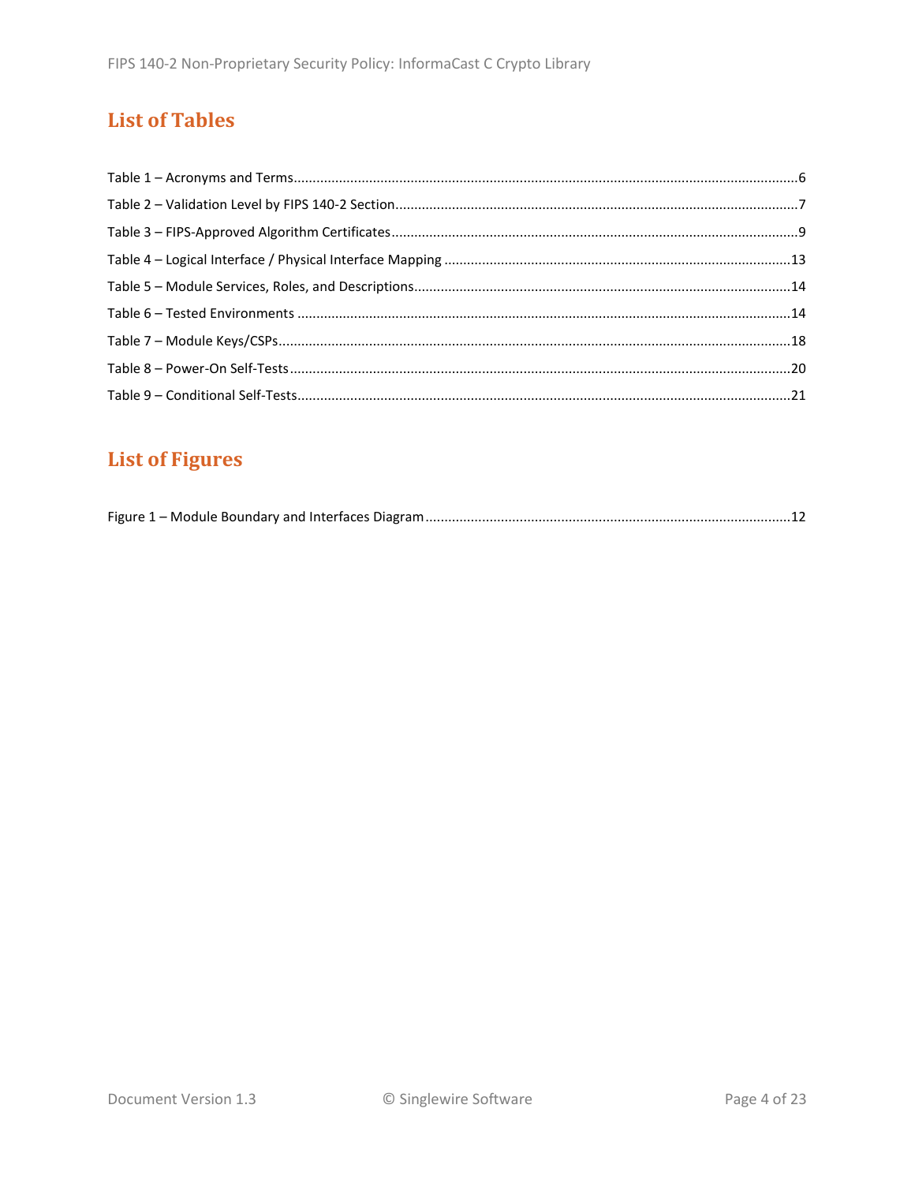## List of Tables

Table 1 – Acronyms and Terms....................................................................................................................6
Table 2 – Validation Level by FIPS 140-2 Section..........................................................................................7
Table 3 – FIPS-Approved Algorithm Certificates............................................................................................9
Table 4 – Logical Interface / Physical Interface Mapping ............................................................................13
Table 5 – Module Services, Roles, and Descriptions....................................................................................14
Table 6 – Tested Environments ..................................................................................................................14
Table 7 – Module Keys/CSPs.......................................................................................................................18
Table 8 – Power-On Self-Tests.....................................................................................................................20
Table 9 – Conditional Self-Tests..................................................................................................................21

## List of Figures

Figure 1 – Module Boundary and Interfaces Diagram.................................................................................12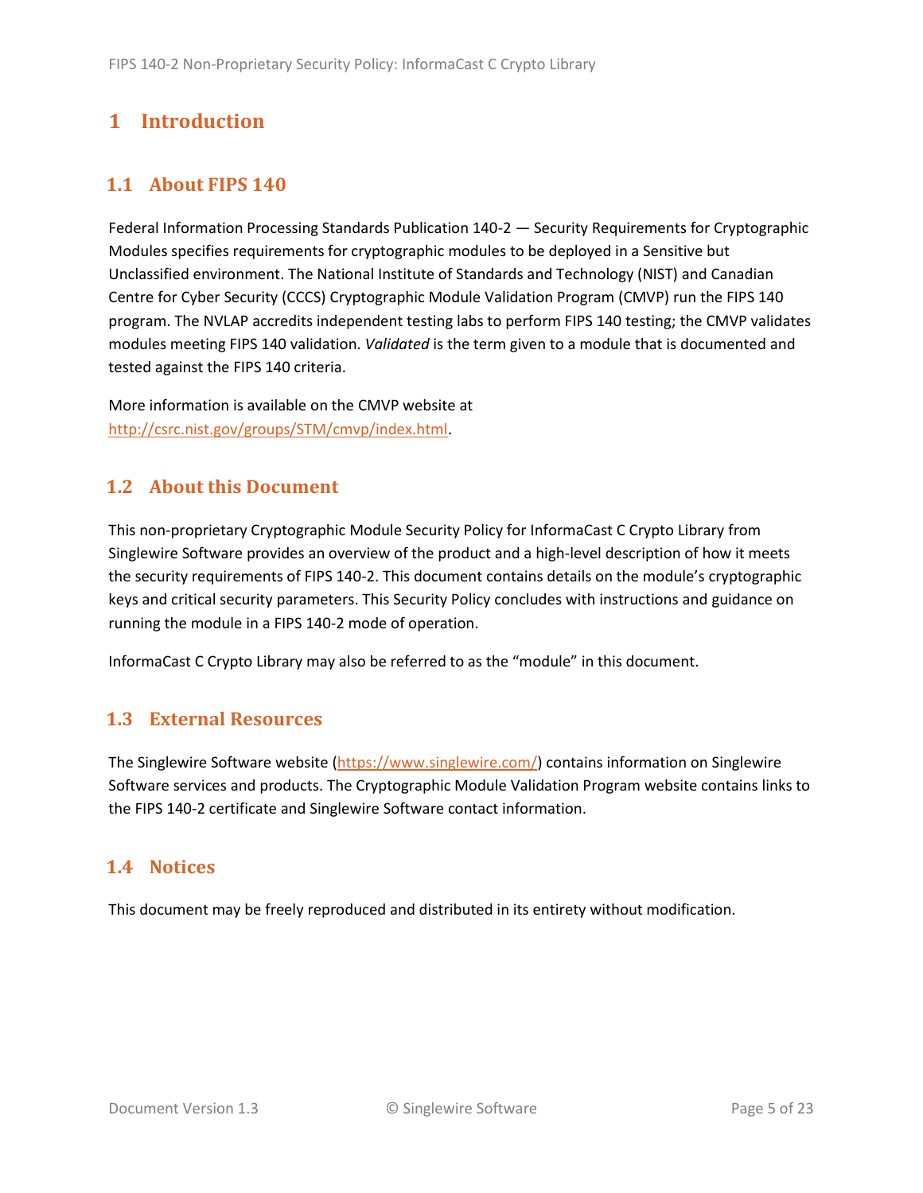# 1 Introduction

## 1.1 About FIPS 140

Federal Information Processing Standards Publication 140-2 — Security Requirements for Cryptographic Modules specifies requirements for cryptographic modules to be deployed in a Sensitive but Unclassified environment. The National Institute of Standards and Technology (NIST) and Canadian Centre for Cyber Security (CCCS) Cryptographic Module Validation Program (CMVP) run the FIPS 140 program. The NVLAP accredits independent testing labs to perform FIPS 140 testing; the CMVP validates modules meeting FIPS 140 validation. *Validated* is the term given to a module that is documented and tested against the FIPS 140 criteria.

More information is available on the CMVP website at [http://csrc.nist.gov/groups/STM/cmvp/index.html](http://csrc.nist.gov/groups/STM/cmvp/index.html).

## 1.2 About this Document

This non-proprietary Cryptographic Module Security Policy for InformaCast C Crypto Library from Singlewire Software provides an overview of the product and a high-level description of how it meets the security requirements of FIPS 140-2. This document contains details on the module's cryptographic keys and critical security parameters. This Security Policy concludes with instructions and guidance on running the module in a FIPS 140-2 mode of operation.

InformaCast C Crypto Library may also be referred to as the "module" in this document.

## 1.3 External Resources

The Singlewire Software website ([https://www.singlewire.com/](https://www.singlewire.com/)) contains information on Singlewire Software services and products. The Cryptographic Module Validation Program website contains links to the FIPS 140-2 certificate and Singlewire Software contact information.

## 1.4 Notices

This document may be freely reproduced and distributed in its entirety without modification.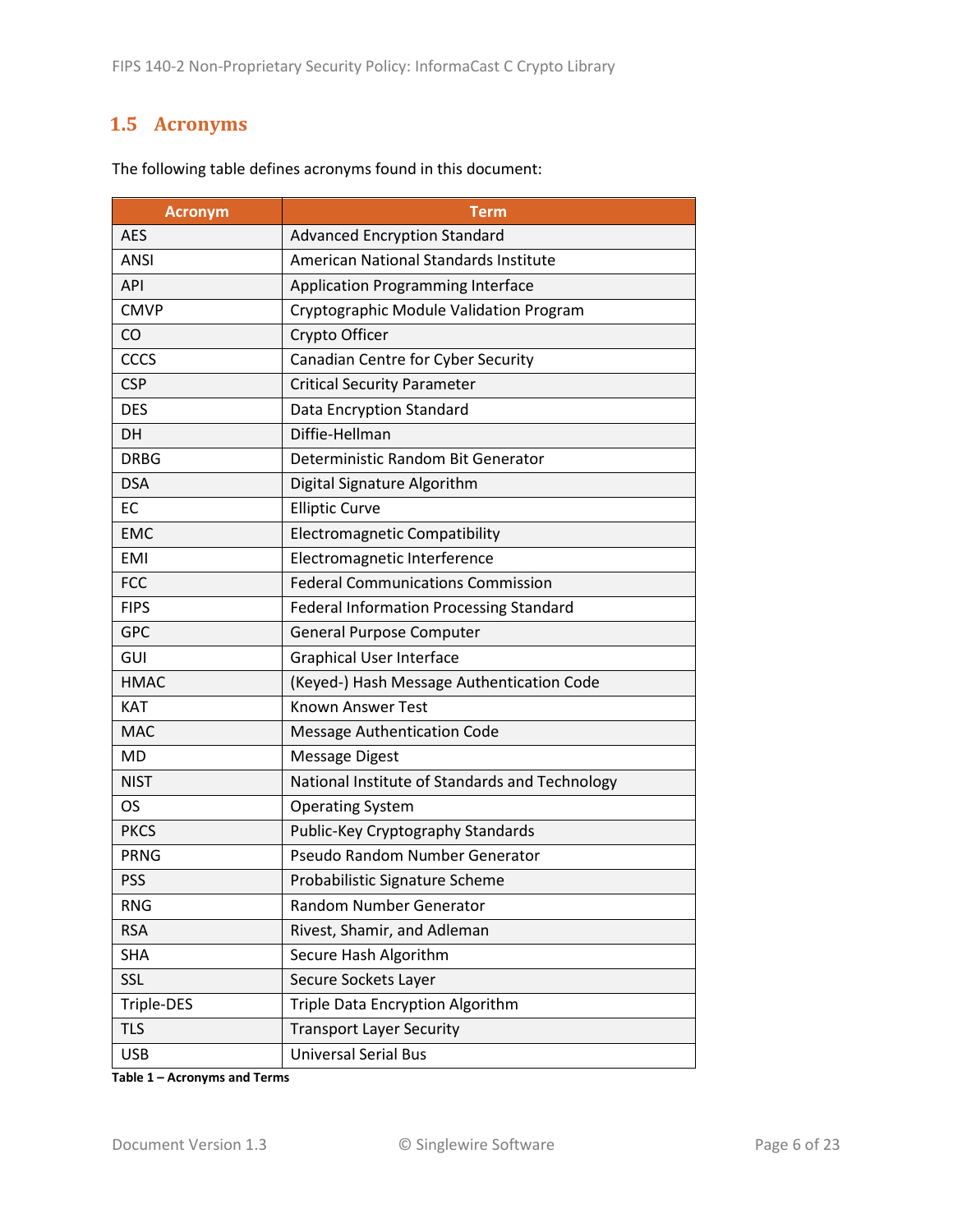## 1.5 Acronyms

The following table defines acronyms found in this document:

| Acronym | Term |
|---|---|
| AES | Advanced Encryption Standard |
| ANSI | American National Standards Institute |
| API | Application Programming Interface |
| CMVP | Cryptographic Module Validation Program |
| CO | Crypto Officer |
| CCCS | Canadian Centre for Cyber Security |
| CSP | Critical Security Parameter |
| DES | Data Encryption Standard |
| DH | Diffie-Hellman |
| DRBG | Deterministic Random Bit Generator |
| DSA | Digital Signature Algorithm |
| EC | Elliptic Curve |
| EMC | Electromagnetic Compatibility |
| EMI | Electromagnetic Interference |
| FCC | Federal Communications Commission |
| FIPS | Federal Information Processing Standard |
| GPC | General Purpose Computer |
| GUI | Graphical User Interface |
| HMAC | (Keyed-) Hash Message Authentication Code |
| KAT | Known Answer Test |
| MAC | Message Authentication Code |
| MD | Message Digest |
| NIST | National Institute of Standards and Technology |
| OS | Operating System |
| PKCS | Public-Key Cryptography Standards |
| PRNG | Pseudo Random Number Generator |
| PSS | Probabilistic Signature Scheme |
| RNG | Random Number Generator |
| RSA | Rivest, Shamir, and Adleman |
| SHA | Secure Hash Algorithm |
| SSL | Secure Sockets Layer |
| Triple-DES | Triple Data Encryption Algorithm |
| TLS | Transport Layer Security |
| USB | Universal Serial Bus |

**Table 1 – Acronyms and Terms**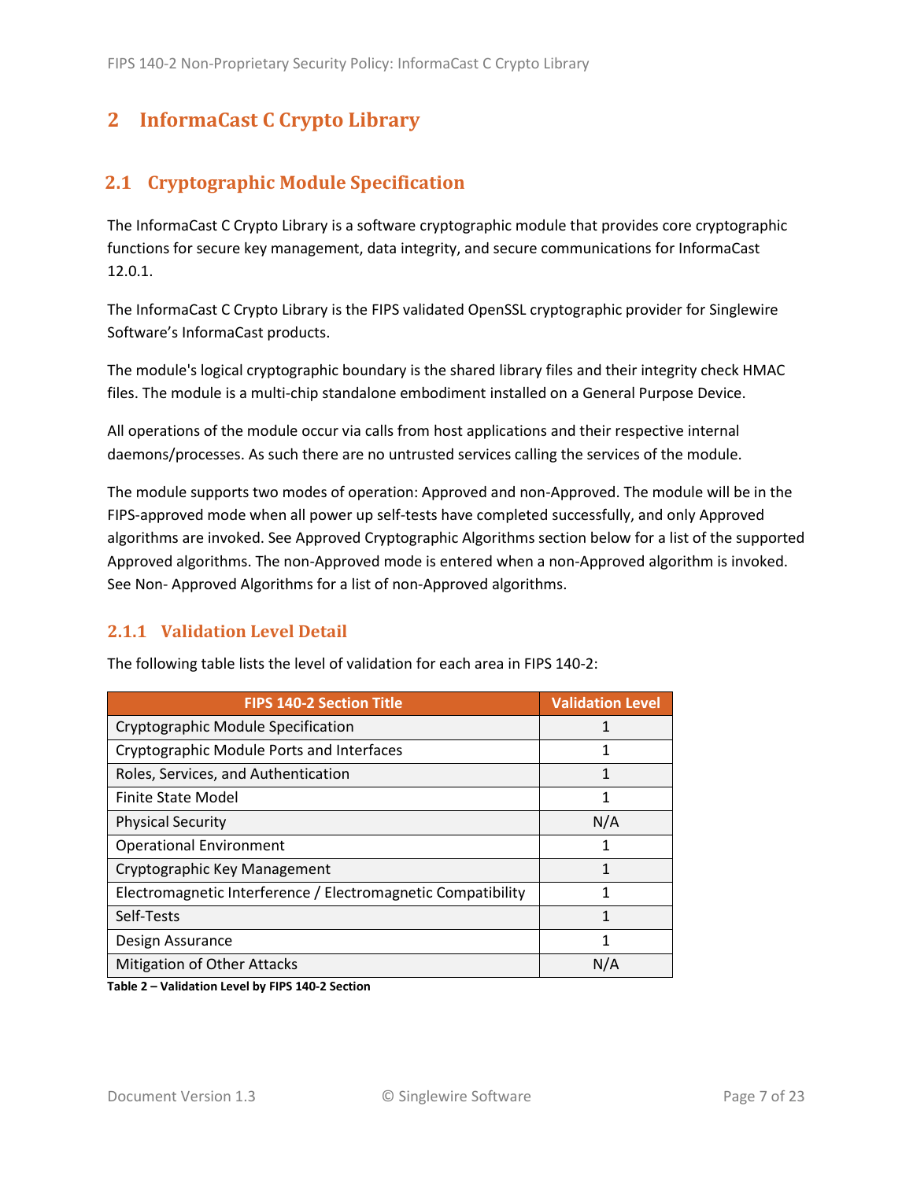# 2 InformaCast C Crypto Library

## 2.1 Cryptographic Module Specification

The InformaCast C Crypto Library is a software cryptographic module that provides core cryptographic functions for secure key management, data integrity, and secure communications for InformaCast 12.0.1.

The InformaCast C Crypto Library is the FIPS validated OpenSSL cryptographic provider for Singlewire Software's InformaCast products.

The module's logical cryptographic boundary is the shared library files and their integrity check HMAC files. The module is a multi-chip standalone embodiment installed on a General Purpose Device.

All operations of the module occur via calls from host applications and their respective internal daemons/processes. As such there are no untrusted services calling the services of the module.

The module supports two modes of operation: Approved and non-Approved. The module will be in the FIPS-approved mode when all power up self-tests have completed successfully, and only Approved algorithms are invoked. See Approved Cryptographic Algorithms section below for a list of the supported Approved algorithms. The non-Approved mode is entered when a non-Approved algorithm is invoked. See Non- Approved Algorithms for a list of non-Approved algorithms.

### 2.1.1 Validation Level Detail

The following table lists the level of validation for each area in FIPS 140-2:

| FIPS 140-2 Section Title | Validation Level |
|---|---|
| Cryptographic Module Specification | 1 |
| Cryptographic Module Ports and Interfaces | 1 |
| Roles, Services, and Authentication | 1 |
| Finite State Model | 1 |
| Physical Security | N/A |
| Operational Environment | 1 |
| Cryptographic Key Management | 1 |
| Electromagnetic Interference / Electromagnetic Compatibility | 1 |
| Self-Tests | 1 |
| Design Assurance | 1 |
| Mitigation of Other Attacks | N/A |

**Table 2 – Validation Level by FIPS 140-2 Section**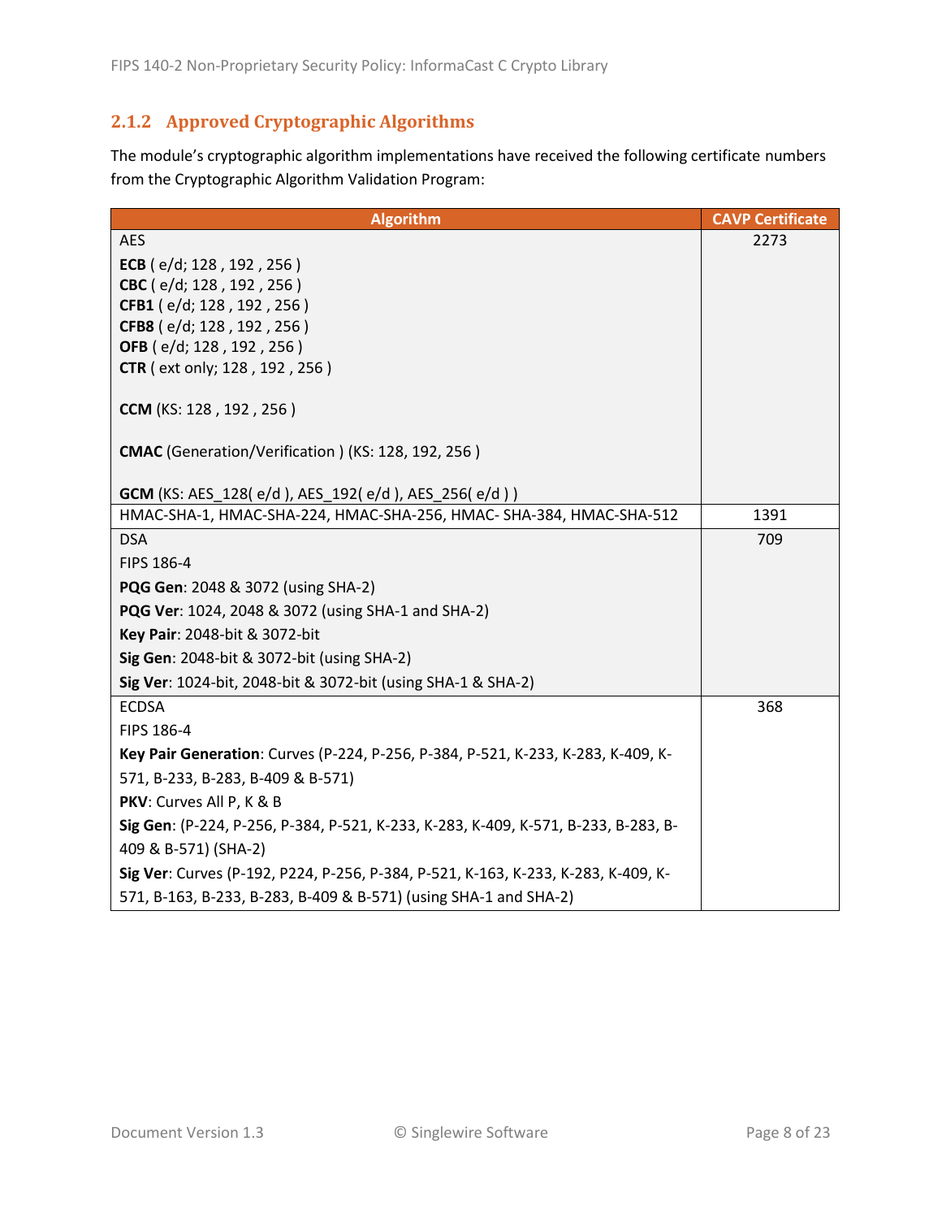### 2.1.2 Approved Cryptographic Algorithms

The module's cryptographic algorithm implementations have received the following certificate numbers from the Cryptographic Algorithm Validation Program:

| Algorithm | CAVP Certificate |
|---|---|
| AES<br><br>**ECB** ( e/d; 128 , 192 , 256 )<br>**CBC** ( e/d; 128 , 192 , 256 )<br>**CFB1** ( e/d; 128 , 192 , 256 )<br>**CFB8** ( e/d; 128 , 192 , 256 )<br>**OFB** ( e/d; 128 , 192 , 256 )<br>**CTR** ( ext only; 128 , 192 , 256 )<br><br>**CCM** (KS: 128 , 192 , 256 )<br><br>**CMAC** (Generation/Verification ) (KS: 128, 192, 256 )<br><br>**GCM** (KS: AES_128( e/d ), AES_192( e/d ), AES_256( e/d ) ) | 2273 |
| HMAC-SHA-1, HMAC-SHA-224, HMAC-SHA-256, HMAC- SHA-384, HMAC-SHA-512 | 1391 |
| DSA<br>FIPS 186-4<br>**PQG Gen**: 2048 & 3072 (using SHA-2)<br>**PQG Ver**: 1024, 2048 & 3072 (using SHA-1 and SHA-2)<br>**Key Pair**: 2048-bit & 3072-bit<br>**Sig Gen**: 2048-bit & 3072-bit (using SHA-2)<br>**Sig Ver**: 1024-bit, 2048-bit & 3072-bit (using SHA-1 & SHA-2) | 709 |
| ECDSA<br>FIPS 186-4<br>**Key Pair Generation**: Curves (P-224, P-256, P-384, P-521, K-233, K-283, K-409, K-571, B-233, B-283, B-409 & B-571)<br>**PKV**: Curves All P, K & B<br>**Sig Gen**: (P-224, P-256, P-384, P-521, K-233, K-283, K-409, K-571, B-233, B-283, B-409 & B-571) (SHA-2)<br>**Sig Ver**: Curves (P-192, P224, P-256, P-384, P-521, K-163, K-233, K-283, K-409, K-571, B-163, B-233, B-283, B-409 & B-571) (using SHA-1 and SHA-2) | 368 |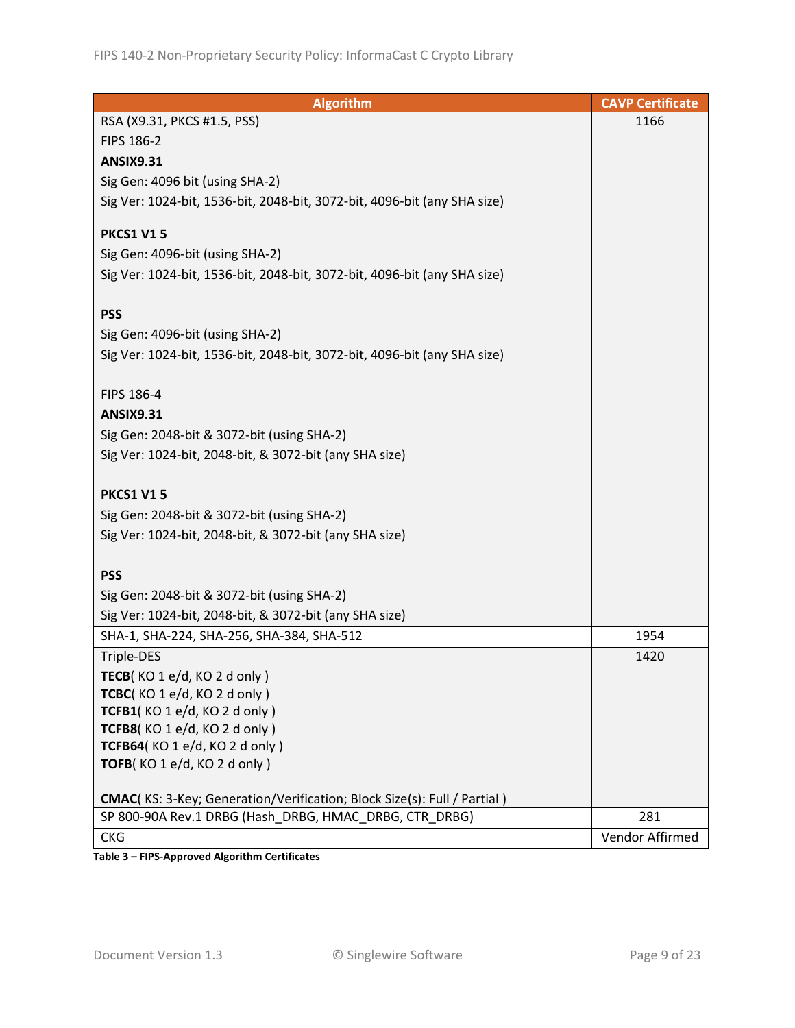| Algorithm | CAVP Certificate |
|---|---|
| RSA (X9.31, PKCS #1.5, PSS)<br>FIPS 186-2<br>**ANSIX9.31**<br>Sig Gen: 4096 bit (using SHA-2)<br>Sig Ver: 1024-bit, 1536-bit, 2048-bit, 3072-bit, 4096-bit (any SHA size)<br><br>**PKCS1 V1 5**<br>Sig Gen: 4096-bit (using SHA-2)<br>Sig Ver: 1024-bit, 1536-bit, 2048-bit, 3072-bit, 4096-bit (any SHA size)<br><br>**PSS**<br>Sig Gen: 4096-bit (using SHA-2)<br>Sig Ver: 1024-bit, 1536-bit, 2048-bit, 3072-bit, 4096-bit (any SHA size)<br><br>FIPS 186-4<br>**ANSIX9.31**<br>Sig Gen: 2048-bit & 3072-bit (using SHA-2)<br>Sig Ver: 1024-bit, 2048-bit, & 3072-bit (any SHA size)<br><br>**PKCS1 V1 5**<br>Sig Gen: 2048-bit & 3072-bit (using SHA-2)<br>Sig Ver: 1024-bit, 2048-bit, & 3072-bit (any SHA size)<br><br>**PSS**<br>Sig Gen: 2048-bit & 3072-bit (using SHA-2)<br>Sig Ver: 1024-bit, 2048-bit, & 3072-bit (any SHA size) | 1166 |
| SHA-1, SHA-224, SHA-256, SHA-384, SHA-512 | 1954 |
| Triple-DES<br>**TECB**( KO 1 e/d, KO 2 d only )<br>**TCBC**( KO 1 e/d, KO 2 d only )<br>**TCFB1**( KO 1 e/d, KO 2 d only )<br>**TCFB8**( KO 1 e/d, KO 2 d only )<br>**TCFB64**( KO 1 e/d, KO 2 d only )<br>**TOFB**( KO 1 e/d, KO 2 d only )<br><br>**CMAC**( KS: 3-Key; Generation/Verification; Block Size(s): Full / Partial ) | 1420 |
| SP 800-90A Rev.1 DRBG (Hash_DRBG, HMAC_DRBG, CTR_DRBG) | 281 |
| CKG | Vendor Affirmed |

**Table 3 – FIPS-Approved Algorithm Certificates**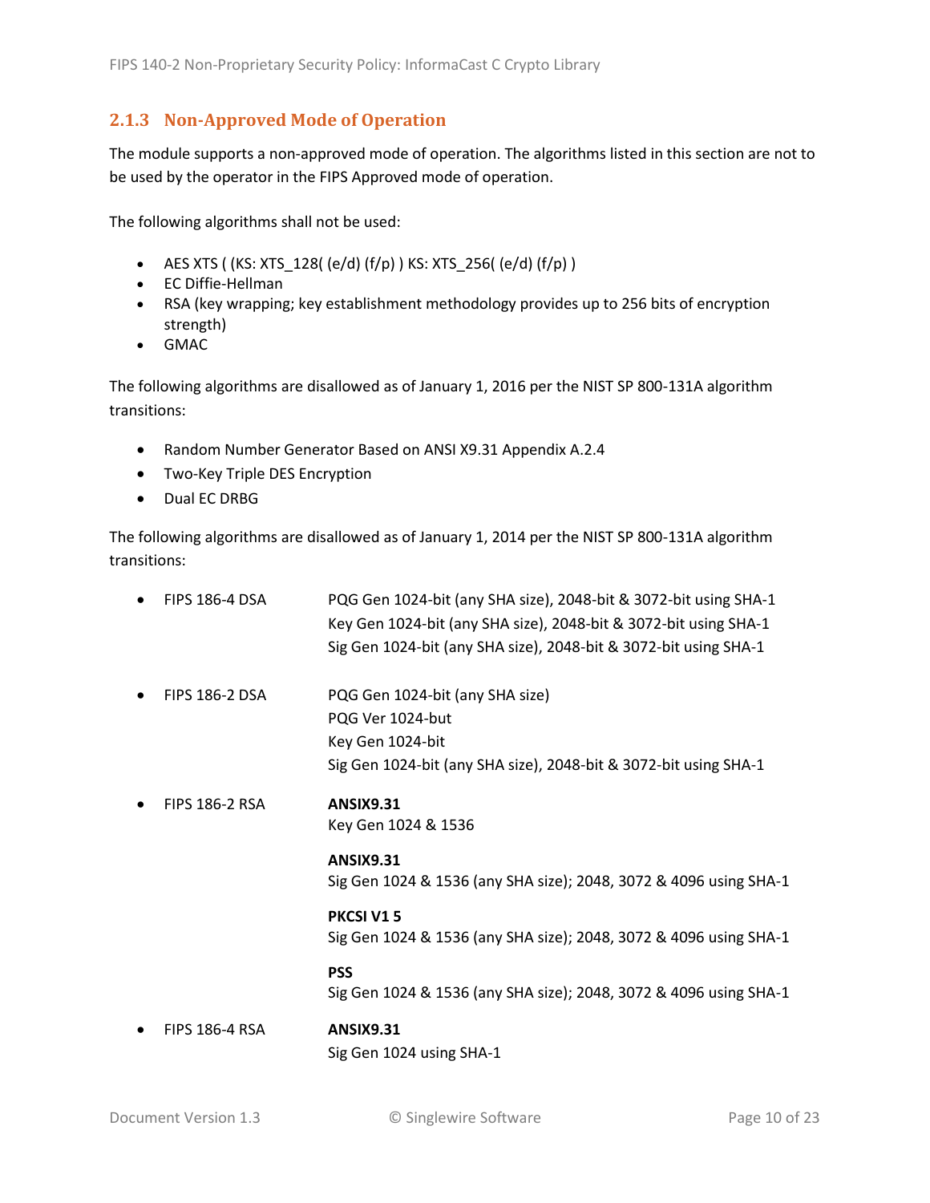### 2.1.3 Non-Approved Mode of Operation

The module supports a non-approved mode of operation. The algorithms listed in this section are not to be used by the operator in the FIPS Approved mode of operation.

The following algorithms shall not be used:

- AES XTS ( (KS: XTS_128( (e/d) (f/p) ) KS: XTS_256( (e/d) (f/p) )
- EC Diffie-Hellman
- RSA (key wrapping; key establishment methodology provides up to 256 bits of encryption strength)
- GMAC

The following algorithms are disallowed as of January 1, 2016 per the NIST SP 800-131A algorithm transitions:

- Random Number Generator Based on ANSI X9.31 Appendix A.2.4
- Two-Key Triple DES Encryption
- Dual EC DRBG

The following algorithms are disallowed as of January 1, 2014 per the NIST SP 800-131A algorithm transitions:

- FIPS 186-4 DSA
  - PQG Gen 1024-bit (any SHA size), 2048-bit & 3072-bit using SHA-1
  - Key Gen 1024-bit (any SHA size), 2048-bit & 3072-bit using SHA-1
  - Sig Gen 1024-bit (any SHA size), 2048-bit & 3072-bit using SHA-1

- FIPS 186-2 DSA
  - PQG Gen 1024-bit (any SHA size)
  - PQG Ver 1024-but
  - Key Gen 1024-bit
  - Sig Gen 1024-bit (any SHA size), 2048-bit & 3072-bit using SHA-1

- FIPS 186-2 RSA
  - **ANSIX9.31**
    Key Gen 1024 & 1536
  - **ANSIX9.31**
    Sig Gen 1024 & 1536 (any SHA size); 2048, 3072 & 4096 using SHA-1
  - **PKCSI V1 5**
    Sig Gen 1024 & 1536 (any SHA size); 2048, 3072 & 4096 using SHA-1
  - **PSS**
    Sig Gen 1024 & 1536 (any SHA size); 2048, 3072 & 4096 using SHA-1

- FIPS 186-4 RSA
  - **ANSIX9.31**
    Sig Gen 1024 using SHA-1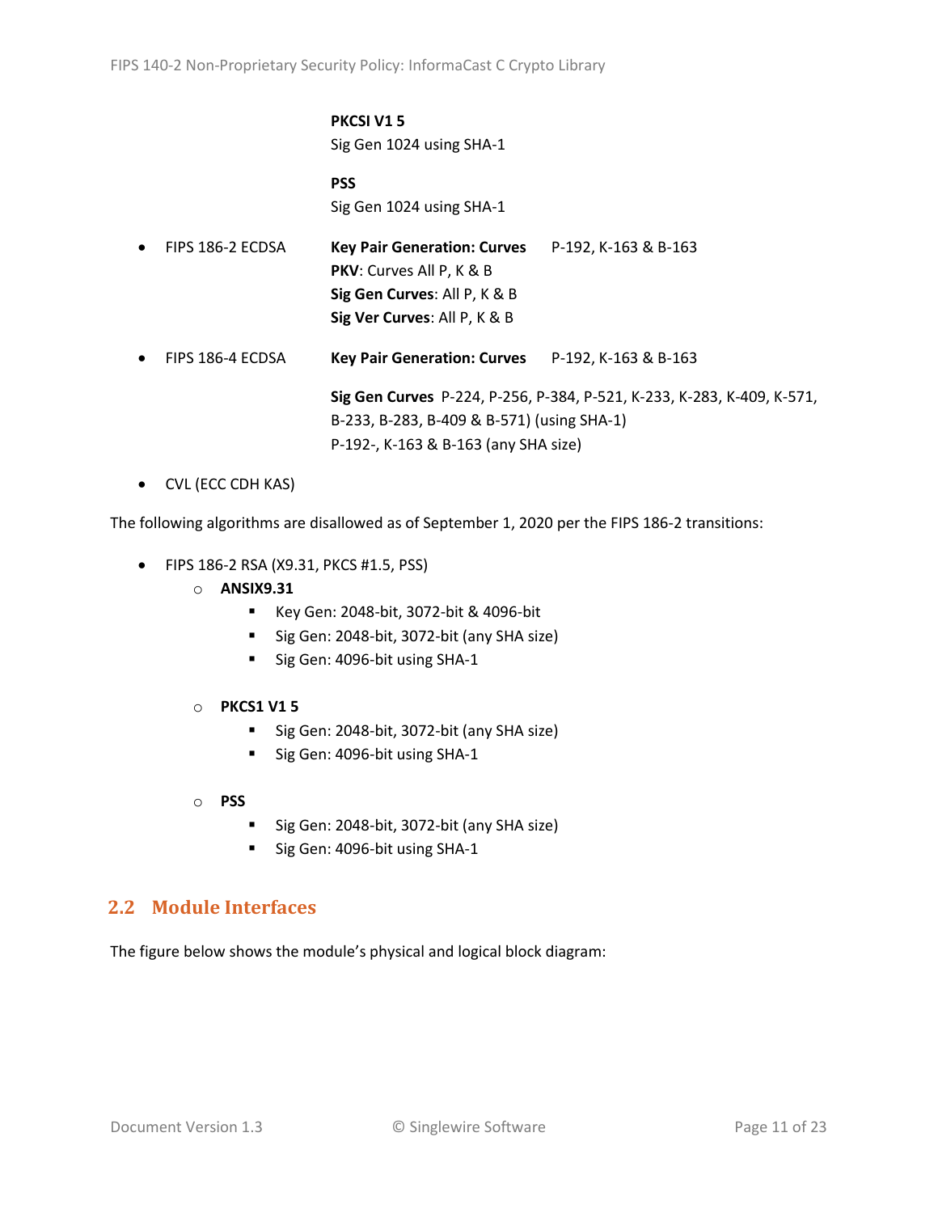**PKCSI V1 5**
Sig Gen 1024 using SHA-1

**PSS**
Sig Gen 1024 using SHA-1

- FIPS 186-2 ECDSA — **Key Pair Generation: Curves** P-192, K-163 & B-163
  **PKV**: Curves All P, K & B
  **Sig Gen Curves**: All P, K & B
  **Sig Ver Curves**: All P, K & B
- FIPS 186-4 ECDSA — **Key Pair Generation: Curves** P-192, K-163 & B-163

  **Sig Gen Curves** P-224, P-256, P-384, P-521, K-233, K-283, K-409, K-571, B-233, B-283, B-409 & B-571) (using SHA-1)
  P-192-, K-163 & B-163 (any SHA size)
- CVL (ECC CDH KAS)

The following algorithms are disallowed as of September 1, 2020 per the FIPS 186-2 transitions:

- FIPS 186-2 RSA (X9.31, PKCS #1.5, PSS)
  - **ANSIX9.31**
    - Key Gen: 2048-bit, 3072-bit & 4096-bit
    - Sig Gen: 2048-bit, 3072-bit (any SHA size)
    - Sig Gen: 4096-bit using SHA-1
  - **PKCS1 V1 5**
    - Sig Gen: 2048-bit, 3072-bit (any SHA size)
    - Sig Gen: 4096-bit using SHA-1
  - **PSS**
    - Sig Gen: 2048-bit, 3072-bit (any SHA size)
    - Sig Gen: 4096-bit using SHA-1

## 2.2 Module Interfaces

The figure below shows the module's physical and logical block diagram: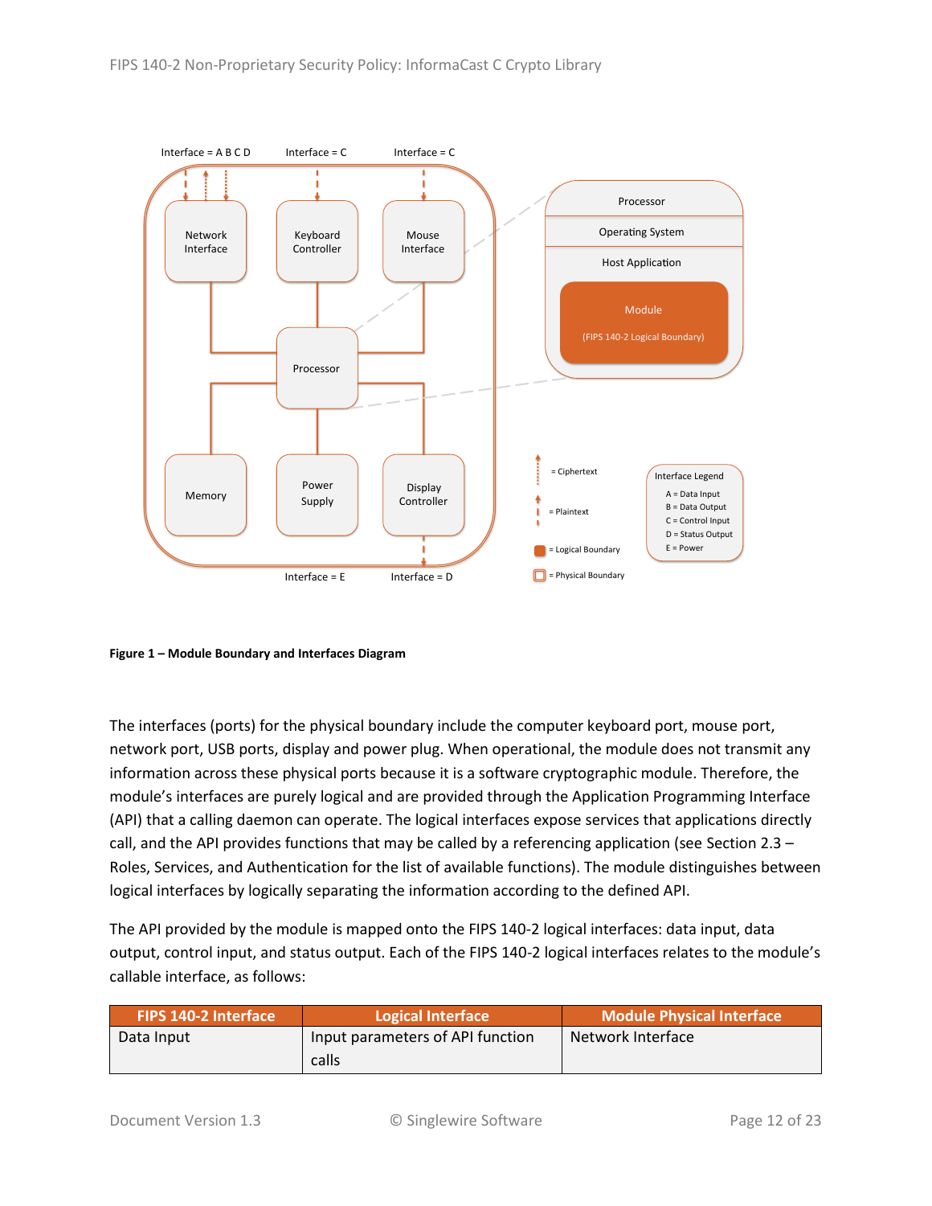**Figure 1 – Module Boundary and Interfaces Diagram**

The interfaces (ports) for the physical boundary include the computer keyboard port, mouse port, network port, USB ports, display and power plug. When operational, the module does not transmit any information across these physical ports because it is a software cryptographic module. Therefore, the module's interfaces are purely logical and are provided through the Application Programming Interface (API) that a calling daemon can operate. The logical interfaces expose services that applications directly call, and the API provides functions that may be called by a referencing application (see Section 2.3 – Roles, Services, and Authentication for the list of available functions). The module distinguishes between logical interfaces by logically separating the information according to the defined API.

The API provided by the module is mapped onto the FIPS 140-2 logical interfaces: data input, data output, control input, and status output. Each of the FIPS 140-2 logical interfaces relates to the module's callable interface, as follows:

| FIPS 140-2 Interface | Logical Interface | Module Physical Interface |
|---|---|---|
| Data Input | Input parameters of API function calls | Network Interface |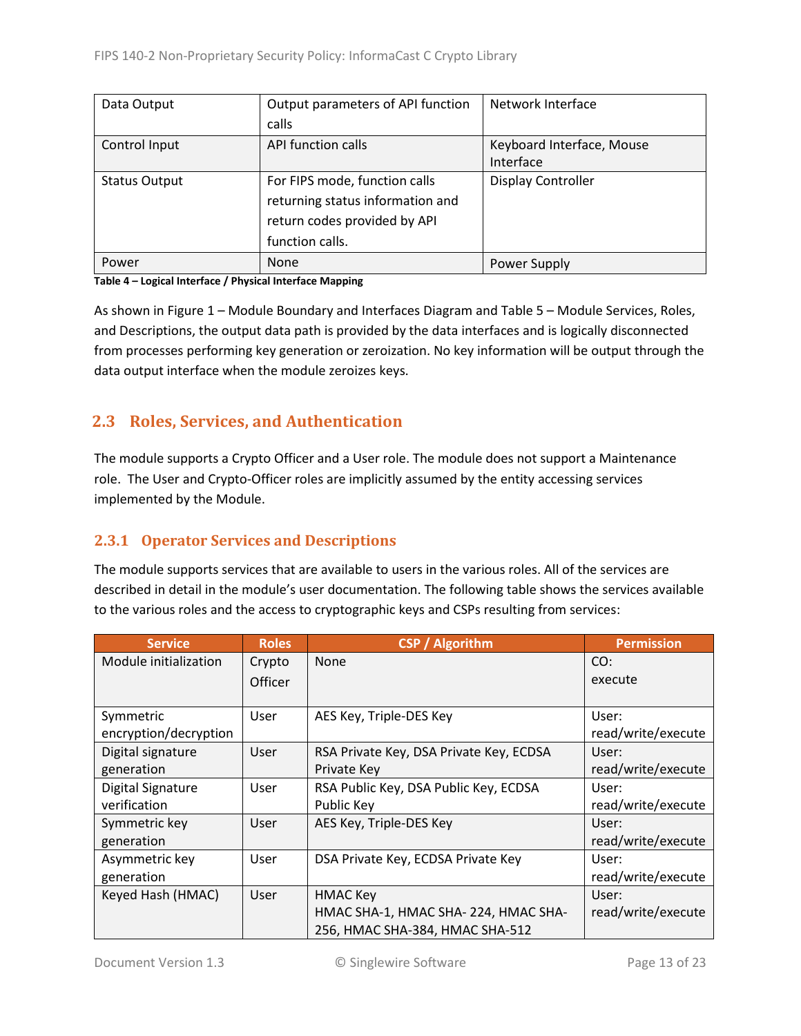| Data Output | Output parameters of API function calls | Network Interface |
|---|---|---|
| Control Input | API function calls | Keyboard Interface, Mouse Interface |
| Status Output | For FIPS mode, function calls returning status information and return codes provided by API function calls. | Display Controller |
| Power | None | Power Supply |

**Table 4 – Logical Interface / Physical Interface Mapping**

As shown in Figure 1 – Module Boundary and Interfaces Diagram and Table 5 – Module Services, Roles, and Descriptions, the output data path is provided by the data interfaces and is logically disconnected from processes performing key generation or zeroization. No key information will be output through the data output interface when the module zeroizes keys.

## 2.3 Roles, Services, and Authentication

The module supports a Crypto Officer and a User role. The module does not support a Maintenance role. The User and Crypto-Officer roles are implicitly assumed by the entity accessing services implemented by the Module.

### 2.3.1 Operator Services and Descriptions

The module supports services that are available to users in the various roles. All of the services are described in detail in the module's user documentation. The following table shows the services available to the various roles and the access to cryptographic keys and CSPs resulting from services:

| Service | Roles | CSP / Algorithm | Permission |
|---|---|---|---|
| Module initialization | Crypto Officer | None | CO: execute |
| Symmetric encryption/decryption | User | AES Key, Triple-DES Key | User: read/write/execute |
| Digital signature generation | User | RSA Private Key, DSA Private Key, ECDSA Private Key | User: read/write/execute |
| Digital Signature verification | User | RSA Public Key, DSA Public Key, ECDSA Public Key | User: read/write/execute |
| Symmetric key generation | User | AES Key, Triple-DES Key | User: read/write/execute |
| Asymmetric key generation | User | DSA Private Key, ECDSA Private Key | User: read/write/execute |
| Keyed Hash (HMAC) | User | HMAC Key<br>HMAC SHA-1, HMAC SHA- 224, HMAC SHA-256, HMAC SHA-384, HMAC SHA-512 | User: read/write/execute |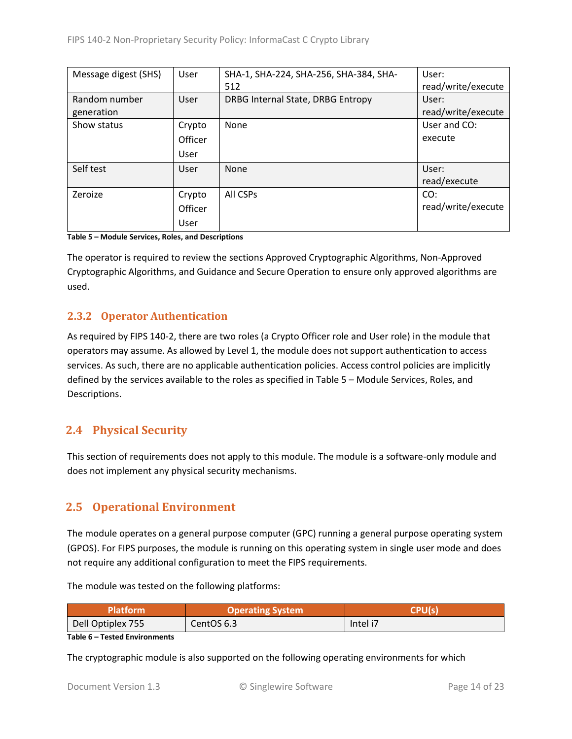| Message digest (SHS) | User | SHA-1, SHA-224, SHA-256, SHA-384, SHA-512 | User: read/write/execute |
|---|---|---|---|
| Random number generation | User | DRBG Internal State, DRBG Entropy | User: read/write/execute |
| Show status | Crypto Officer User | None | User and CO: execute |
| Self test | User | None | User: read/execute |
| Zeroize | Crypto Officer User | All CSPs | CO: read/write/execute |

**Table 5 – Module Services, Roles, and Descriptions**

The operator is required to review the sections Approved Cryptographic Algorithms, Non-Approved Cryptographic Algorithms, and Guidance and Secure Operation to ensure only approved algorithms are used.

### 2.3.2 Operator Authentication

As required by FIPS 140-2, there are two roles (a Crypto Officer role and User role) in the module that operators may assume. As allowed by Level 1, the module does not support authentication to access services. As such, there are no applicable authentication policies. Access control policies are implicitly defined by the services available to the roles as specified in Table 5 – Module Services, Roles, and Descriptions.

## 2.4 Physical Security

This section of requirements does not apply to this module. The module is a software-only module and does not implement any physical security mechanisms.

## 2.5 Operational Environment

The module operates on a general purpose computer (GPC) running a general purpose operating system (GPOS). For FIPS purposes, the module is running on this operating system in single user mode and does not require any additional configuration to meet the FIPS requirements.

The module was tested on the following platforms:

| Platform | Operating System | CPU(s) |
|---|---|---|
| Dell Optiplex 755 | CentOS 6.3 | Intel i7 |

**Table 6 – Tested Environments**

The cryptographic module is also supported on the following operating environments for which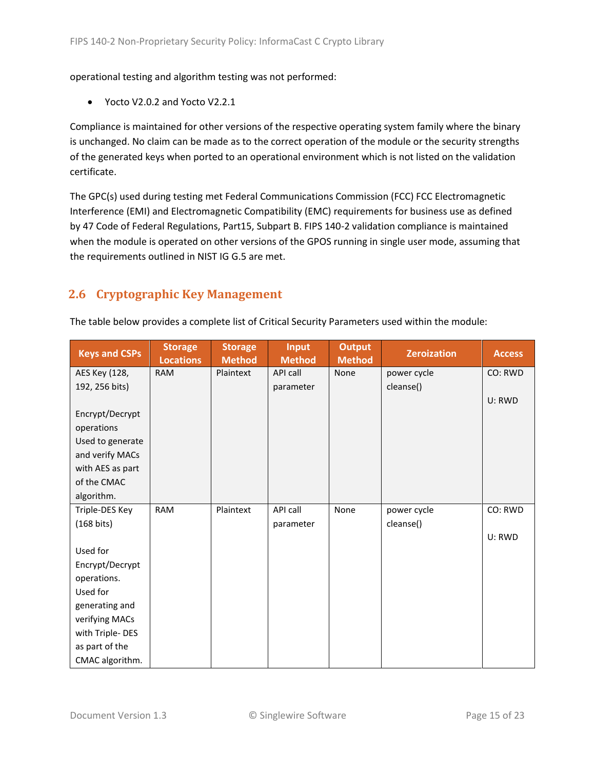operational testing and algorithm testing was not performed:

- Yocto V2.0.2 and Yocto V2.2.1

Compliance is maintained for other versions of the respective operating system family where the binary is unchanged. No claim can be made as to the correct operation of the module or the security strengths of the generated keys when ported to an operational environment which is not listed on the validation certificate.

The GPC(s) used during testing met Federal Communications Commission (FCC) FCC Electromagnetic Interference (EMI) and Electromagnetic Compatibility (EMC) requirements for business use as defined by 47 Code of Federal Regulations, Part15, Subpart B. FIPS 140-2 validation compliance is maintained when the module is operated on other versions of the GPOS running in single user mode, assuming that the requirements outlined in NIST IG G.5 are met.

## 2.6 Cryptographic Key Management

The table below provides a complete list of Critical Security Parameters used within the module:

| Keys and CSPs | Storage Locations | Storage Method | Input Method | Output Method | Zeroization | Access |
|---|---|---|---|---|---|---|
| AES Key (128, 192, 256 bits)<br><br>Encrypt/Decrypt operations<br>Used to generate and verify MACs with AES as part of the CMAC algorithm. | RAM | Plaintext | API call parameter | None | power cycle<br>cleanse() | CO: RWD<br><br>U: RWD |
| Triple-DES Key (168 bits)<br><br>Used for Encrypt/Decrypt operations.<br>Used for generating and verifying MACs with Triple- DES as part of the CMAC algorithm. | RAM | Plaintext | API call parameter | None | power cycle<br>cleanse() | CO: RWD<br><br>U: RWD |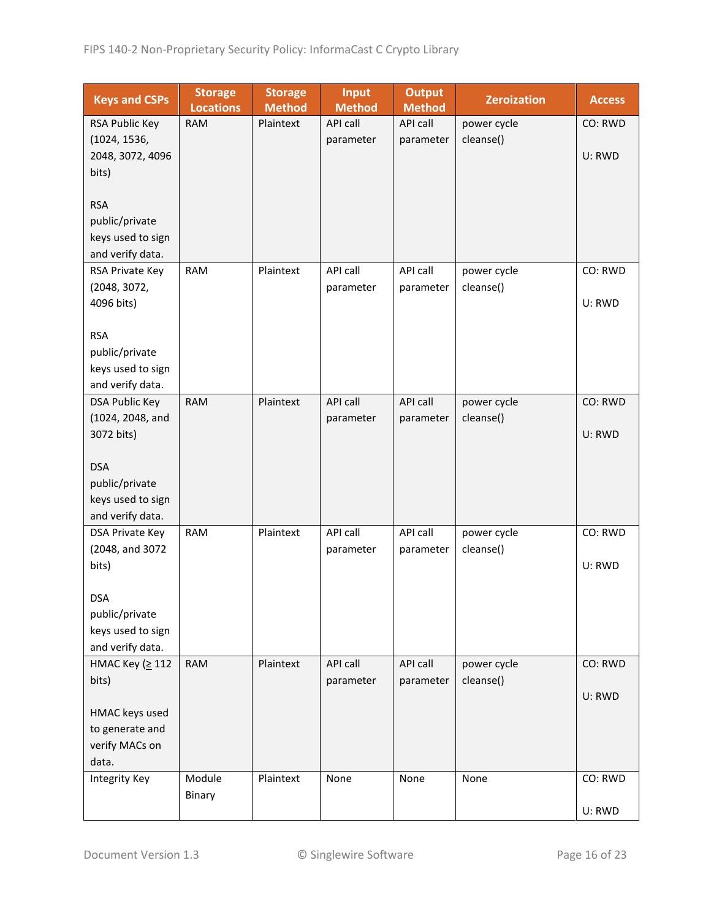| Keys and CSPs | Storage Locations | Storage Method | Input Method | Output Method | Zeroization | Access |
|---|---|---|---|---|---|---|
| RSA Public Key (1024, 1536, 2048, 3072, 4096 bits)<br><br>RSA public/private keys used to sign and verify data. | RAM | Plaintext | API call parameter | API call parameter | power cycle cleanse() | CO: RWD<br><br>U: RWD |
| RSA Private Key (2048, 3072, 4096 bits)<br><br>RSA public/private keys used to sign and verify data. | RAM | Plaintext | API call parameter | API call parameter | power cycle cleanse() | CO: RWD<br><br>U: RWD |
| DSA Public Key (1024, 2048, and 3072 bits)<br><br>DSA public/private keys used to sign and verify data. | RAM | Plaintext | API call parameter | API call parameter | power cycle cleanse() | CO: RWD<br><br>U: RWD |
| DSA Private Key (2048, and 3072 bits)<br><br>DSA public/private keys used to sign and verify data. | RAM | Plaintext | API call parameter | API call parameter | power cycle cleanse() | CO: RWD<br><br>U: RWD |
| HMAC Key (≥ 112 bits)<br><br>HMAC keys used to generate and verify MACs on data. | RAM | Plaintext | API call parameter | API call parameter | power cycle cleanse() | CO: RWD<br><br>U: RWD |
| Integrity Key | Module Binary | Plaintext | None | None | None | CO: RWD<br><br>U: RWD |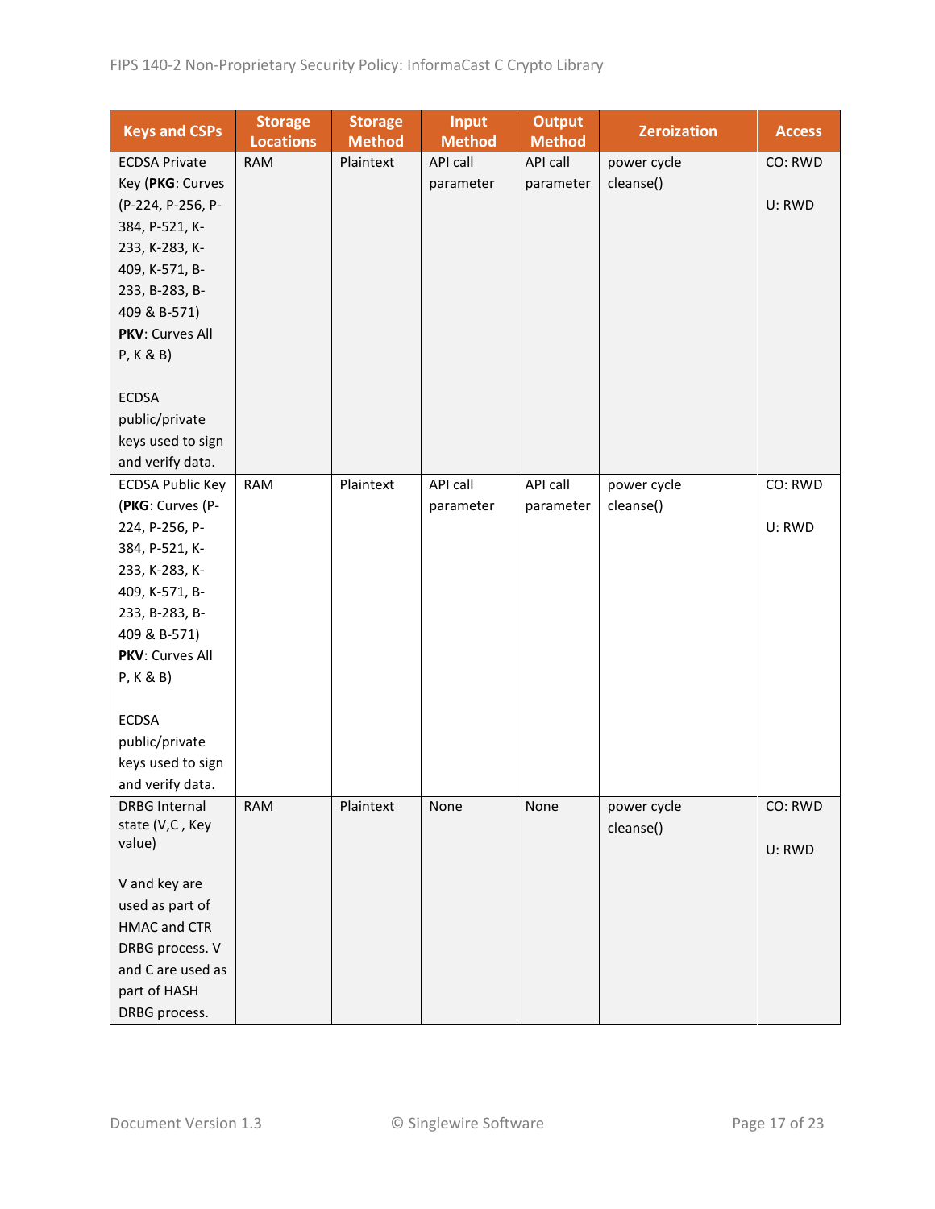| Keys and CSPs | Storage Locations | Storage Method | Input Method | Output Method | Zeroization | Access |
|---|---|---|---|---|---|---|
| ECDSA Private Key (**PKG**: Curves (P-224, P-256, P-384, P-521, K-233, K-283, K-409, K-571, B-233, B-283, B-409 & B-571) **PKV**: Curves All P, K & B)<br><br>ECDSA public/private keys used to sign and verify data. | RAM | Plaintext | API call parameter | API call parameter | power cycle cleanse() | CO: RWD<br><br>U: RWD |
| ECDSA Public Key (**PKG**: Curves (P-224, P-256, P-384, P-521, K-233, K-283, K-409, K-571, B-233, B-283, B-409 & B-571) **PKV**: Curves All P, K & B)<br><br>ECDSA public/private keys used to sign and verify data. | RAM | Plaintext | API call parameter | API call parameter | power cycle cleanse() | CO: RWD<br><br>U: RWD |
| DRBG Internal state (V,C , Key value)<br><br>V and key are used as part of HMAC and CTR DRBG process. V and C are used as part of HASH DRBG process. | RAM | Plaintext | None | None | power cycle cleanse() | CO: RWD<br><br>U: RWD |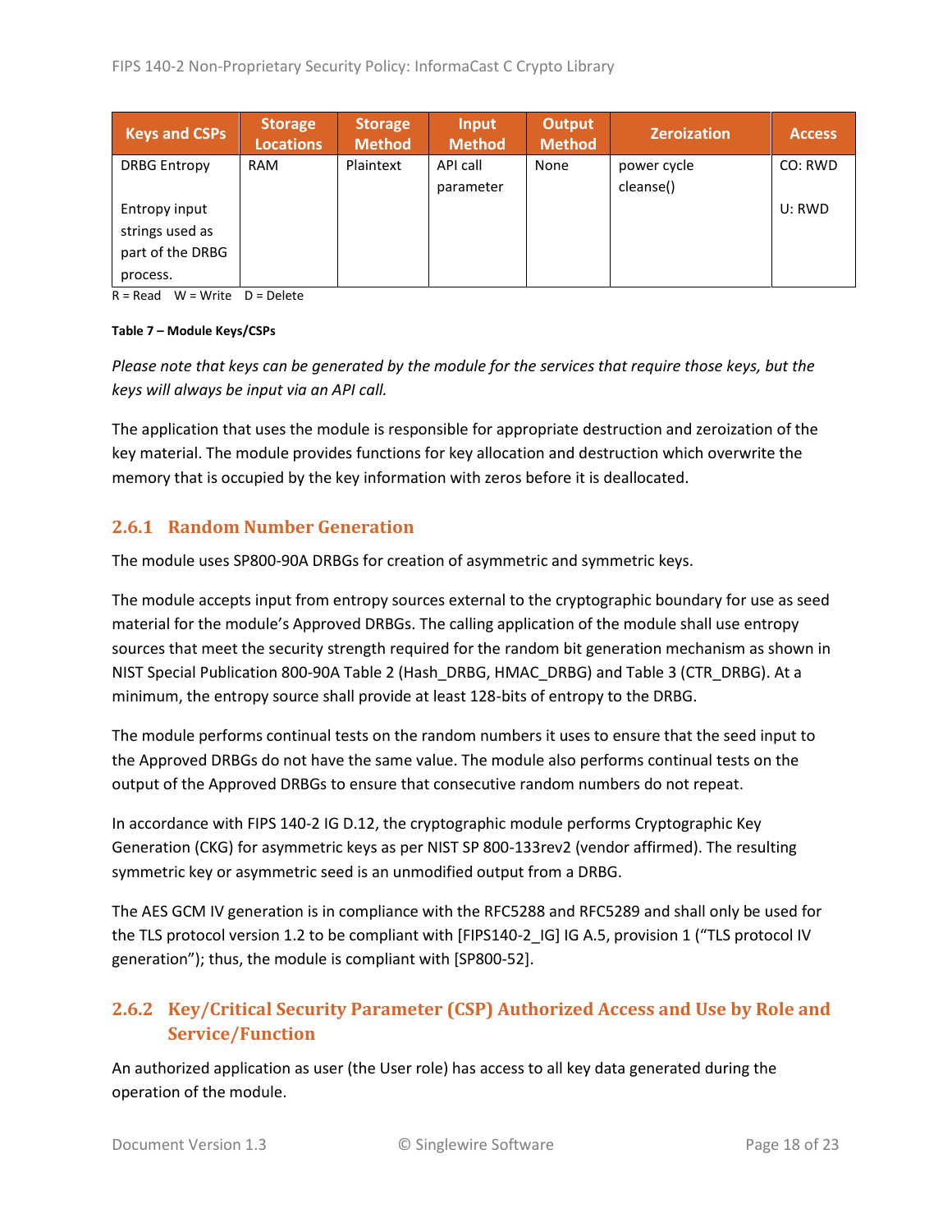| Keys and CSPs | Storage Locations | Storage Method | Input Method | Output Method | Zeroization | Access |
|---|---|---|---|---|---|---|
| DRBG Entropy<br><br>Entropy input strings used as part of the DRBG process. | RAM | Plaintext | API call parameter | None | power cycle cleanse() | CO: RWD<br><br>U: RWD |

R = Read W = Write D = Delete

**Table 7 – Module Keys/CSPs**

*Please note that keys can be generated by the module for the services that require those keys, but the keys will always be input via an API call.*

The application that uses the module is responsible for appropriate destruction and zeroization of the key material. The module provides functions for key allocation and destruction which overwrite the memory that is occupied by the key information with zeros before it is deallocated.

### 2.6.1 Random Number Generation

The module uses SP800-90A DRBGs for creation of asymmetric and symmetric keys.

The module accepts input from entropy sources external to the cryptographic boundary for use as seed material for the module's Approved DRBGs. The calling application of the module shall use entropy sources that meet the security strength required for the random bit generation mechanism as shown in NIST Special Publication 800-90A Table 2 (Hash_DRBG, HMAC_DRBG) and Table 3 (CTR_DRBG). At a minimum, the entropy source shall provide at least 128-bits of entropy to the DRBG.

The module performs continual tests on the random numbers it uses to ensure that the seed input to the Approved DRBGs do not have the same value. The module also performs continual tests on the output of the Approved DRBGs to ensure that consecutive random numbers do not repeat.

In accordance with FIPS 140-2 IG D.12, the cryptographic module performs Cryptographic Key Generation (CKG) for asymmetric keys as per NIST SP 800-133rev2 (vendor affirmed). The resulting symmetric key or asymmetric seed is an unmodified output from a DRBG.

The AES GCM IV generation is in compliance with the RFC5288 and RFC5289 and shall only be used for the TLS protocol version 1.2 to be compliant with [FIPS140-2_IG] IG A.5, provision 1 ("TLS protocol IV generation"); thus, the module is compliant with [SP800-52].

### 2.6.2 Key/Critical Security Parameter (CSP) Authorized Access and Use by Role and Service/Function

An authorized application as user (the User role) has access to all key data generated during the operation of the module.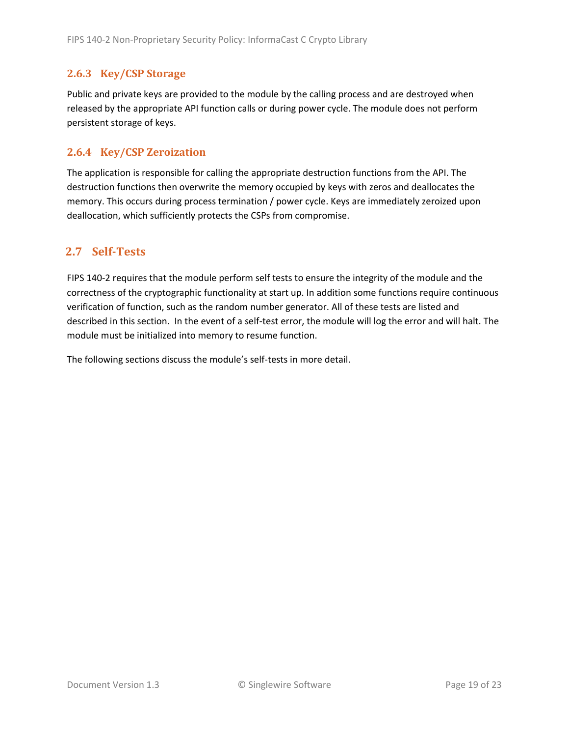### 2.6.3 Key/CSP Storage

Public and private keys are provided to the module by the calling process and are destroyed when released by the appropriate API function calls or during power cycle. The module does not perform persistent storage of keys.

### 2.6.4 Key/CSP Zeroization

The application is responsible for calling the appropriate destruction functions from the API. The destruction functions then overwrite the memory occupied by keys with zeros and deallocates the memory. This occurs during process termination / power cycle. Keys are immediately zeroized upon deallocation, which sufficiently protects the CSPs from compromise.

## 2.7 Self-Tests

FIPS 140-2 requires that the module perform self tests to ensure the integrity of the module and the correctness of the cryptographic functionality at start up. In addition some functions require continuous verification of function, such as the random number generator. All of these tests are listed and described in this section. In the event of a self-test error, the module will log the error and will halt. The module must be initialized into memory to resume function.

The following sections discuss the module's self-tests in more detail.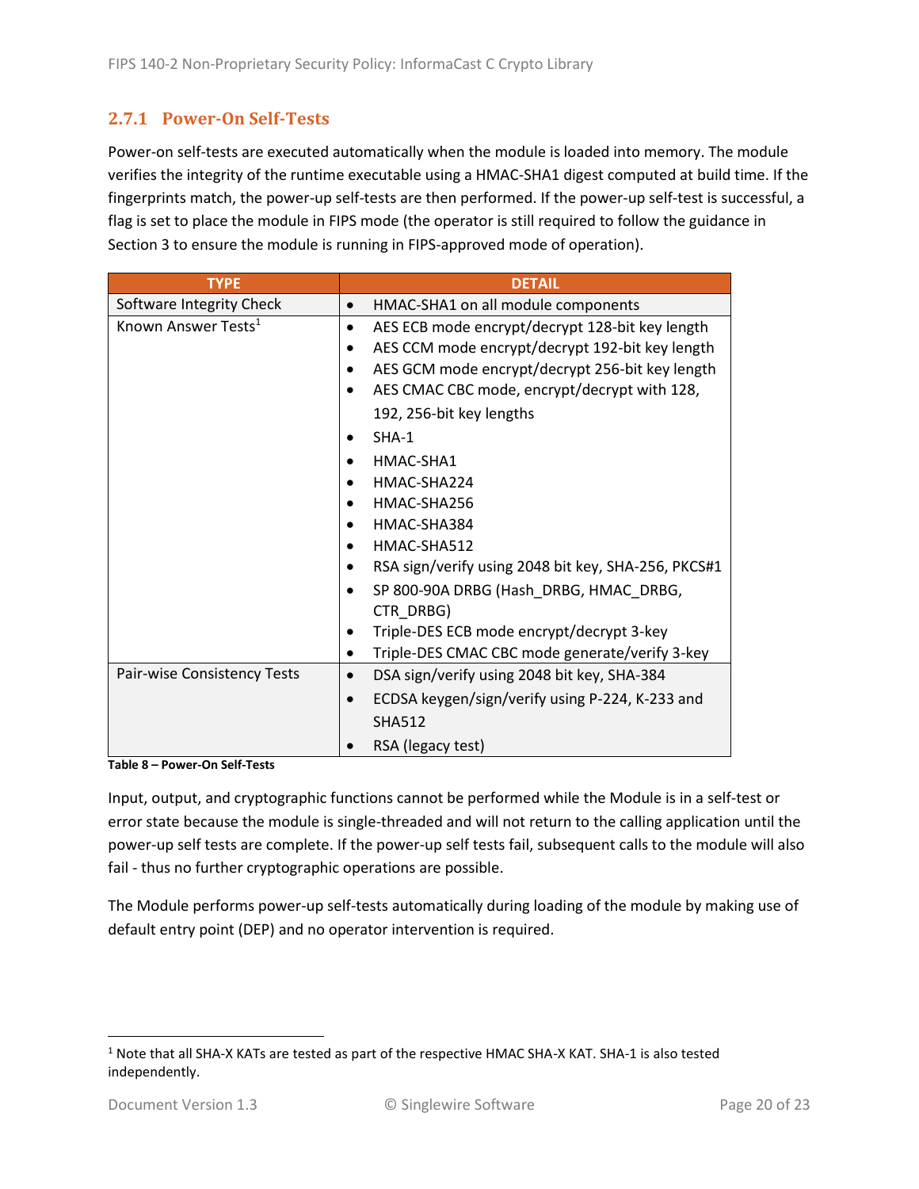### 2.7.1 Power-On Self-Tests

Power-on self-tests are executed automatically when the module is loaded into memory. The module verifies the integrity of the runtime executable using a HMAC-SHA1 digest computed at build time. If the fingerprints match, the power-up self-tests are then performed. If the power-up self-test is successful, a flag is set to place the module in FIPS mode (the operator is still required to follow the guidance in Section 3 to ensure the module is running in FIPS-approved mode of operation).

| TYPE | DETAIL |
|---|---|
| Software Integrity Check | • HMAC-SHA1 on all module components |
| Known Answer Tests[1] | • AES ECB mode encrypt/decrypt 128-bit key length<br>• AES CCM mode encrypt/decrypt 192-bit key length<br>• AES GCM mode encrypt/decrypt 256-bit key length<br>• AES CMAC CBC mode, encrypt/decrypt with 128, 192, 256-bit key lengths<br>• SHA-1<br>• HMAC-SHA1<br>• HMAC-SHA224<br>• HMAC-SHA256<br>• HMAC-SHA384<br>• HMAC-SHA512<br>• RSA sign/verify using 2048 bit key, SHA-256, PKCS#1<br>• SP 800-90A DRBG (Hash_DRBG, HMAC_DRBG, CTR_DRBG)<br>• Triple-DES ECB mode encrypt/decrypt 3-key<br>• Triple-DES CMAC CBC mode generate/verify 3-key |
| Pair-wise Consistency Tests | • DSA sign/verify using 2048 bit key, SHA-384<br>• ECDSA keygen/sign/verify using P-224, K-233 and SHA512<br>• RSA (legacy test) |

**Table 8 – Power-On Self-Tests**

Input, output, and cryptographic functions cannot be performed while the Module is in a self-test or error state because the module is single-threaded and will not return to the calling application until the power-up self tests are complete. If the power-up self tests fail, subsequent calls to the module will also fail - thus no further cryptographic operations are possible.

The Module performs power-up self-tests automatically during loading of the module by making use of default entry point (DEP) and no operator intervention is required.

[1] Note that all SHA-X KATs are tested as part of the respective HMAC SHA-X KAT. SHA-1 is also tested independently.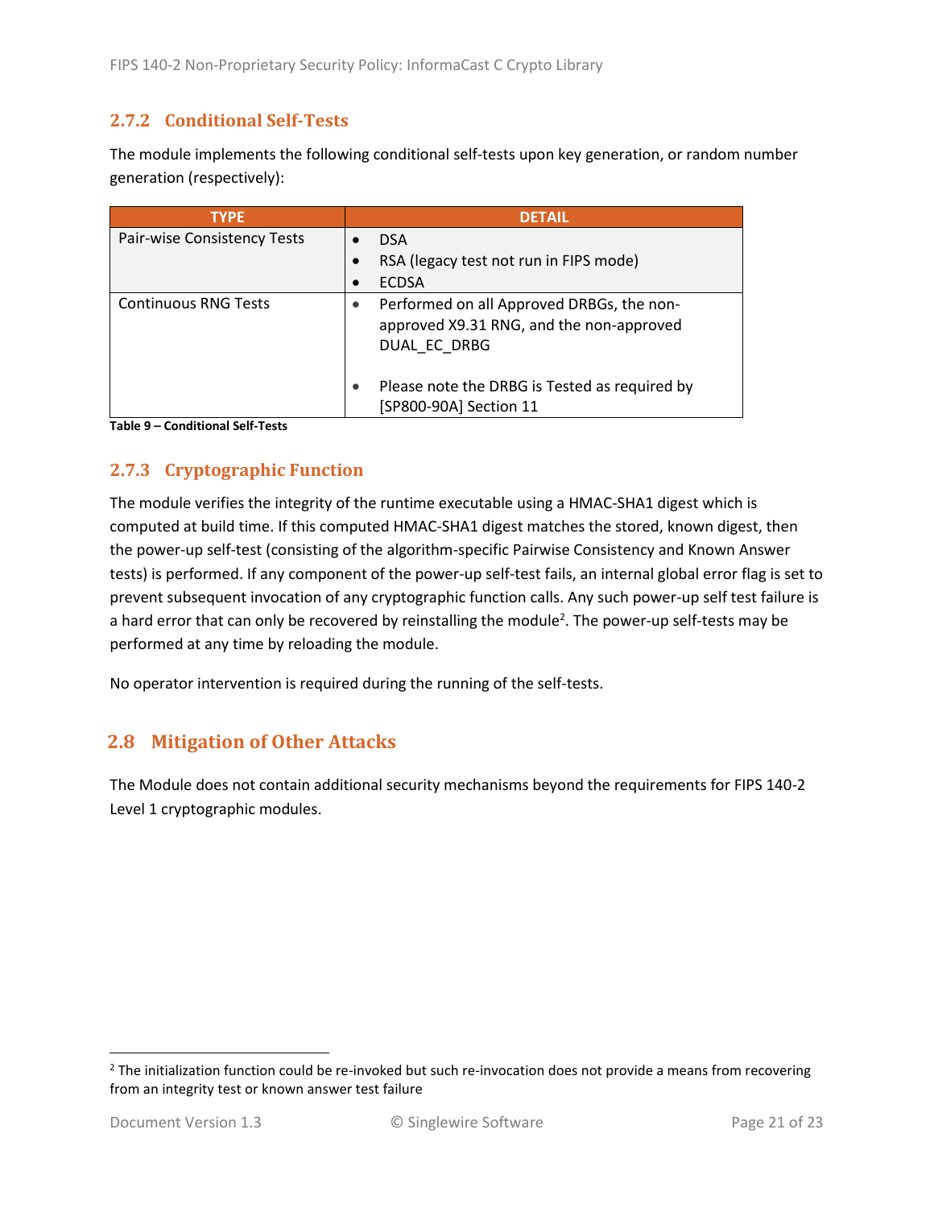### 2.7.2 Conditional Self-Tests

The module implements the following conditional self-tests upon key generation, or random number generation (respectively):

| TYPE | DETAIL |
|---|---|
| Pair-wise Consistency Tests | • DSA<br>• RSA (legacy test not run in FIPS mode)<br>• ECDSA |
| Continuous RNG Tests | • Performed on all Approved DRBGs, the non-approved X9.31 RNG, and the non-approved DUAL_EC_DRBG<br><br>• Please note the DRBG is Tested as required by [SP800-90A] Section 11 |

**Table 9 – Conditional Self-Tests**

### 2.7.3 Cryptographic Function

The module verifies the integrity of the runtime executable using a HMAC-SHA1 digest which is computed at build time. If this computed HMAC-SHA1 digest matches the stored, known digest, then the power-up self-test (consisting of the algorithm-specific Pairwise Consistency and Known Answer tests) is performed. If any component of the power-up self-test fails, an internal global error flag is set to prevent subsequent invocation of any cryptographic function calls. Any such power-up self test failure is a hard error that can only be recovered by reinstalling the module[2]. The power-up self-tests may be performed at any time by reloading the module.

No operator intervention is required during the running of the self-tests.

## 2.8 Mitigation of Other Attacks

The Module does not contain additional security mechanisms beyond the requirements for FIPS 140-2 Level 1 cryptographic modules.

---

[2] The initialization function could be re-invoked but such re-invocation does not provide a means from recovering from an integrity test or known answer test failure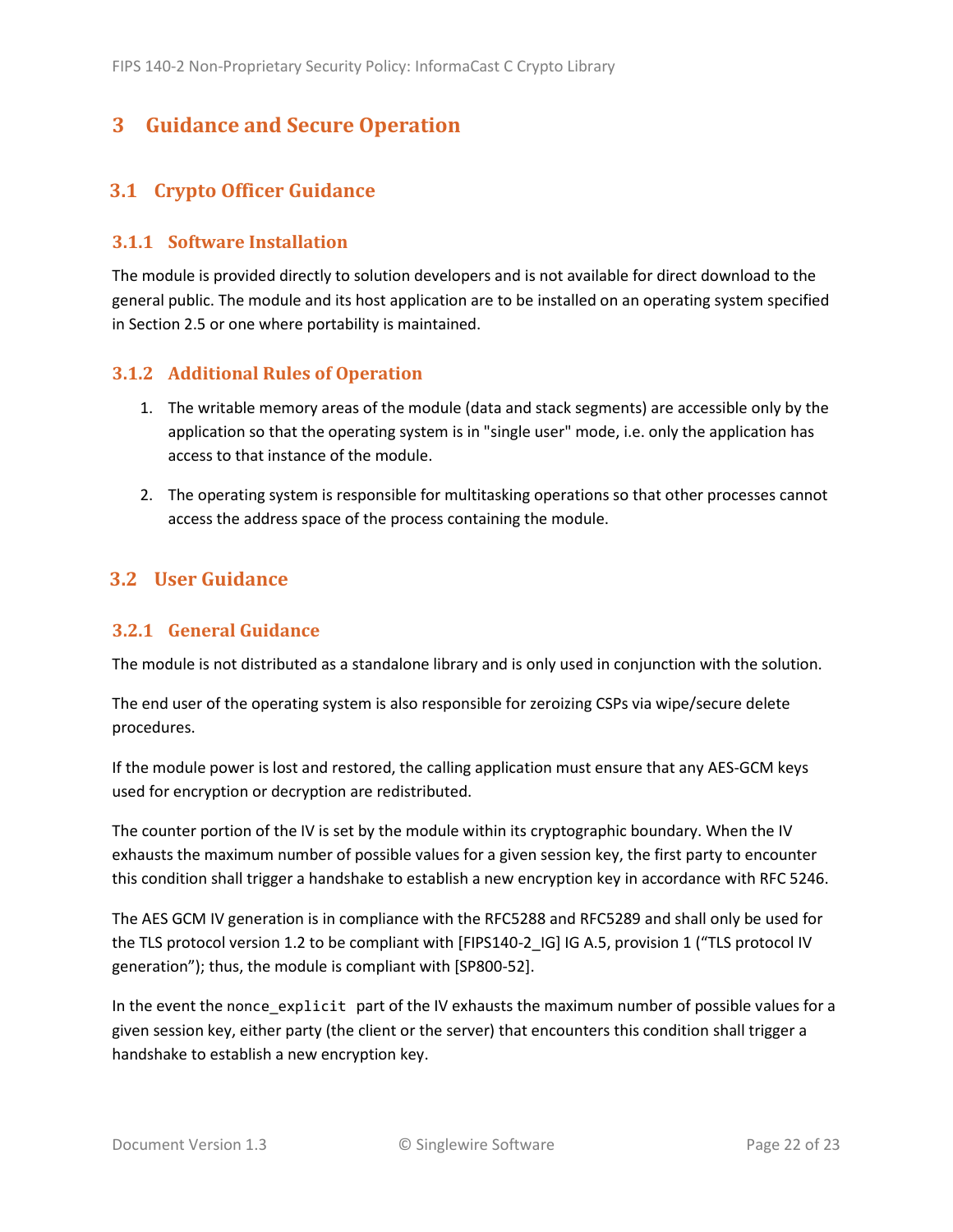# 3 Guidance and Secure Operation

## 3.1 Crypto Officer Guidance

### 3.1.1 Software Installation

The module is provided directly to solution developers and is not available for direct download to the general public. The module and its host application are to be installed on an operating system specified in Section 2.5 or one where portability is maintained.

### 3.1.2 Additional Rules of Operation

1. The writable memory areas of the module (data and stack segments) are accessible only by the application so that the operating system is in "single user" mode, i.e. only the application has access to that instance of the module.

2. The operating system is responsible for multitasking operations so that other processes cannot access the address space of the process containing the module.

## 3.2 User Guidance

### 3.2.1 General Guidance

The module is not distributed as a standalone library and is only used in conjunction with the solution.

The end user of the operating system is also responsible for zeroizing CSPs via wipe/secure delete procedures.

If the module power is lost and restored, the calling application must ensure that any AES-GCM keys used for encryption or decryption are redistributed.

The counter portion of the IV is set by the module within its cryptographic boundary. When the IV exhausts the maximum number of possible values for a given session key, the first party to encounter this condition shall trigger a handshake to establish a new encryption key in accordance with RFC 5246.

The AES GCM IV generation is in compliance with the RFC5288 and RFC5289 and shall only be used for the TLS protocol version 1.2 to be compliant with [FIPS140-2_IG] IG A.5, provision 1 ("TLS protocol IV generation"); thus, the module is compliant with [SP800-52].

In the event the `nonce_explicit` part of the IV exhausts the maximum number of possible values for a given session key, either party (the client or the server) that encounters this condition shall trigger a handshake to establish a new encryption key.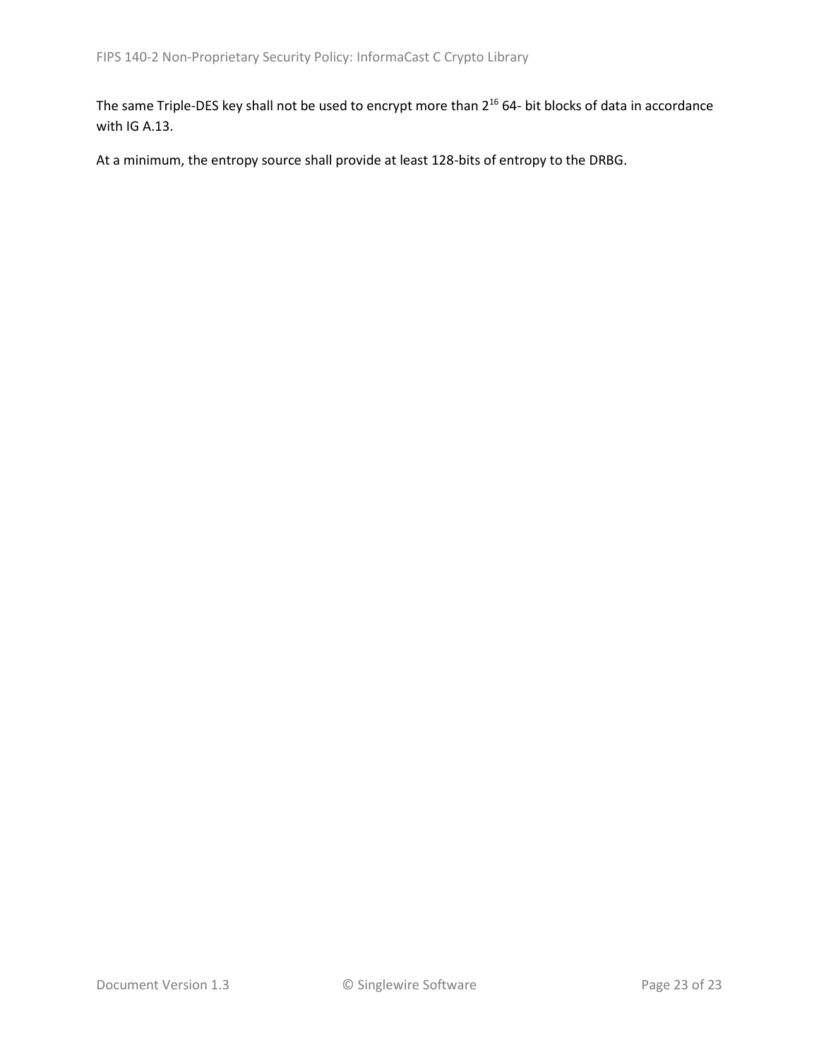The same Triple-DES key shall not be used to encrypt more than $2^{16}$ 64- bit blocks of data in accordance with IG A.13.

At a minimum, the entropy source shall provide at least 128-bits of entropy to the DRBG.